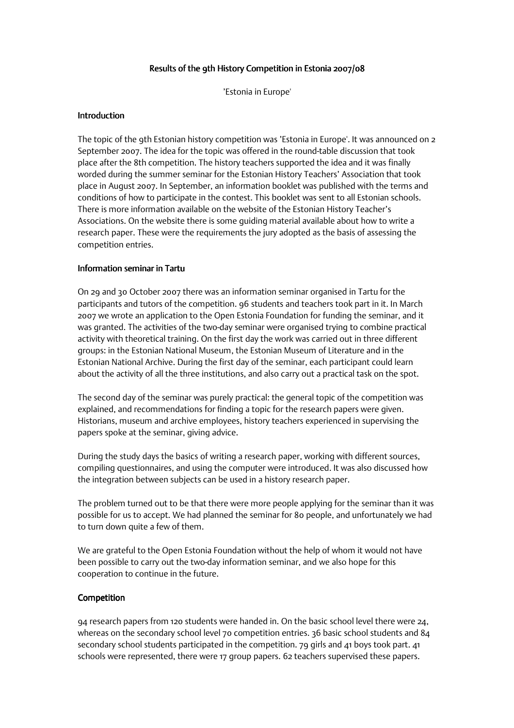# Results of the 9th History Competition in Estonia 2007/08

'Estonia in Europe'

## Introduction

The topic of the 9th Estonian history competition was 'Estonia in Europe'. It was announced on 2 September 2007. The idea for the topic was offered in the round-table discussion that took place after the 8th competition. The history teachers supported the idea and it was finally worded during the summer seminar for the Estonian History Teachers' Association that took place in August 2007. In September, an information booklet was published with the terms and conditions of how to participate in the contest. This booklet was sent to all Estonian schools. There is more information available on the website of the Estonian History Teacher's Associations. On the website there is some guiding material available about how to write a research paper. These were the requirements the jury adopted as the basis of assessing the competition entries.

## Information seminar in Tartu

On 29 and 30 October 2007 there was an information seminar organised in Tartu for the participants and tutors of the competition. 96 students and teachers took part in it. In March 2007 we wrote an application to the Open Estonia Foundation for funding the seminar, and it was granted. The activities of the two-day seminar were organised trying to combine practical activity with theoretical training. On the first day the work was carried out in three different groups: in the Estonian National Museum, the Estonian Museum of Literature and in the Estonian National Archive. During the first day of the seminar, each participant could learn about the activity of all the three institutions, and also carry out a practical task on the spot.

The second day of the seminar was purely practical: the general topic of the competition was explained, and recommendations for finding a topic for the research papers were given. Historians, museum and archive employees, history teachers experienced in supervising the papers spoke at the seminar, giving advice.

During the study days the basics of writing a research paper, working with different sources, compiling questionnaires, and using the computer were introduced. It was also discussed how the integration between subjects can be used in a history research paper.

The problem turned out to be that there were more people applying for the seminar than it was possible for us to accept. We had planned the seminar for 80 people, and unfortunately we had to turn down quite a few of them.

We are grateful to the Open Estonia Foundation without the help of whom it would not have been possible to carry out the two-day information seminar, and we also hope for this cooperation to continue in the future.

## Competition

94 research papers from 120 students were handed in. On the basic school level there were 24, whereas on the secondary school level 70 competition entries. 36 basic school students and 84 secondary school students participated in the competition. 79 girls and 41 boys took part. 41 schools were represented, there were 17 group papers. 62 teachers supervised these papers.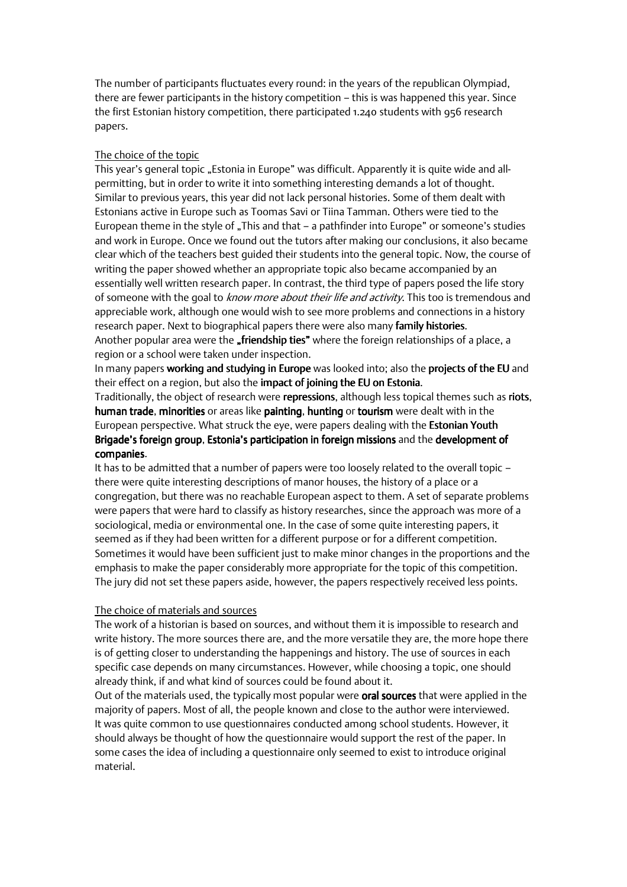The number of participants fluctuates every round: in the years of the republican Olympiad, there are fewer participants in the history competition – this is was happened this year. Since the first Estonian history competition, there participated 1.240 students with 956 research papers.

The choice of the topic

This year's general topic „Estonia in Europe" was difficult. Apparently it is quite wide and all-permitting, but in order to write it into something interesting demands a lot of thought. Similar to previous years, this year did not lack personal histories. Some of them dealt with Estonians active in Europe such as Toomas Savi or Tiina Tamman. Others were tied to the European theme in the style of „This and that – a pathfinder into Europe" or someone's studies and work in Europe. Once we found out the tutors after making our conclusions, it also became clear which of the teachers best guided their students into the general topic. Now, the course of writing the paper showed whether an appropriate topic also became accompanied by an essentially well written research paper. In contrast, the third type of papers posed the life story of someone with the goal to *know more about their life and activity*. This too is tremendous and appreciable work, although one would wish to see more problems and connections in a history research paper. Next to biographical papers there were also many **family histories**.
Another popular area were the **„friendship ties"** where the foreign relationships of a place, a region or a school were taken under inspection.
In many papers **working and studying in Europe** was looked into; also the **projects of the EU** and their effect on a region, but also the **impact of joining the EU on Estonia**.
Traditionally, the object of research were **repressions**, although less topical themes such as **riots**, **human trade**, **minorities** or areas like **painting**, **hunting** or **tourism** were dealt with in the European perspective. What struck the eye, were papers dealing with the **Estonian Youth Brigade's foreign group**, **Estonia's participation in foreign missions** and the **development of companies**.
It has to be admitted that a number of papers were too loosely related to the overall topic – there were quite interesting descriptions of manor houses, the history of a place or a congregation, but there was no reachable European aspect to them. A set of separate problems were papers that were hard to classify as history researches, since the approach was more of a sociological, media or environmental one. In the case of some quite interesting papers, it seemed as if they had been written for a different purpose or for a different competition. Sometimes it would have been sufficient just to make minor changes in the proportions and the emphasis to make the paper considerably more appropriate for the topic of this competition. The jury did not set these papers aside, however, the papers respectively received less points.

The choice of materials and sources

The work of a historian is based on sources, and without them it is impossible to research and write history. The more sources there are, and the more versatile they are, the more hope there is of getting closer to understanding the happenings and history. The use of sources in each specific case depends on many circumstances. However, while choosing a topic, one should already think, if and what kind of sources could be found about it.
Out of the materials used, the typically most popular were **oral sources** that were applied in the majority of papers. Most of all, the people known and close to the author were interviewed. It was quite common to use questionnaires conducted among school students. However, it should always be thought of how the questionnaire would support the rest of the paper. In some cases the idea of including a questionnaire only seemed to exist to introduce original material.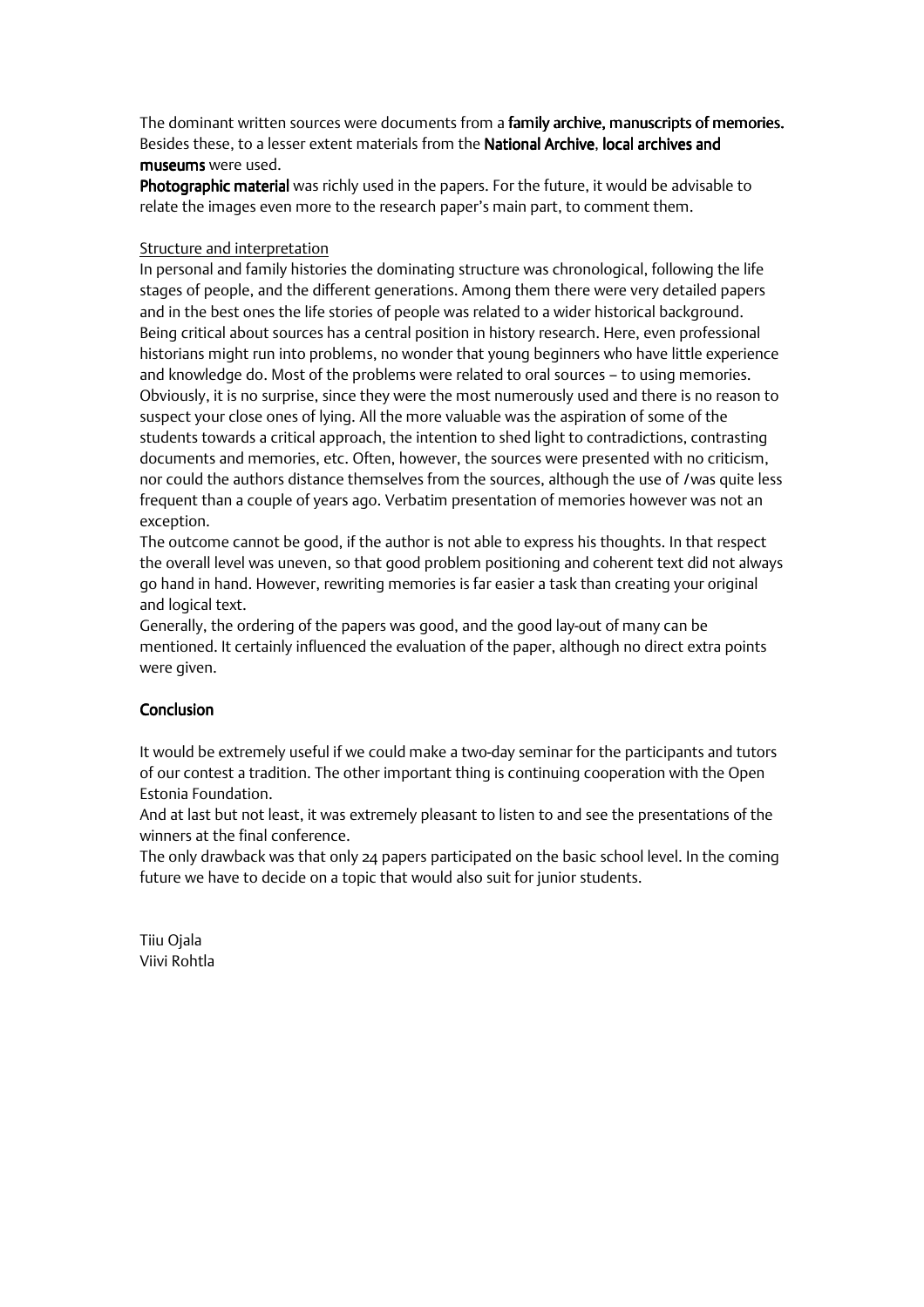The dominant written sources were documents from a **family archive, manuscripts of memories.** Besides these, to a lesser extent materials from the **National Archive**, **local archives and museums** were used.

**Photographic material** was richly used in the papers. For the future, it would be advisable to relate the images even more to the research paper's main part, to comment them.

Structure and interpretation

In personal and family histories the dominating structure was chronological, following the life stages of people, and the different generations. Among them there were very detailed papers and in the best ones the life stories of people was related to a wider historical background. Being critical about sources has a central position in history research. Here, even professional historians might run into problems, no wonder that young beginners who have little experience and knowledge do. Most of the problems were related to oral sources – to using memories. Obviously, it is no surprise, since they were the most numerously used and there is no reason to suspect your close ones of lying. All the more valuable was the aspiration of some of the students towards a critical approach, the intention to shed light to contradictions, contrasting documents and memories, etc. Often, however, the sources were presented with no criticism, nor could the authors distance themselves from the sources, although the use of *I* was quite less frequent than a couple of years ago. Verbatim presentation of memories however was not an exception.

The outcome cannot be good, if the author is not able to express his thoughts. In that respect the overall level was uneven, so that good problem positioning and coherent text did not always go hand in hand. However, rewriting memories is far easier a task than creating your original and logical text.

Generally, the ordering of the papers was good, and the good lay-out of many can be mentioned. It certainly influenced the evaluation of the paper, although no direct extra points were given.

## Conclusion

It would be extremely useful if we could make a two-day seminar for the participants and tutors of our contest a tradition. The other important thing is continuing cooperation with the Open Estonia Foundation.

And at last but not least, it was extremely pleasant to listen to and see the presentations of the winners at the final conference.

The only drawback was that only 24 papers participated on the basic school level. In the coming future we have to decide on a topic that would also suit for junior students.

Tiiu Ojala
Viivi Rohtla